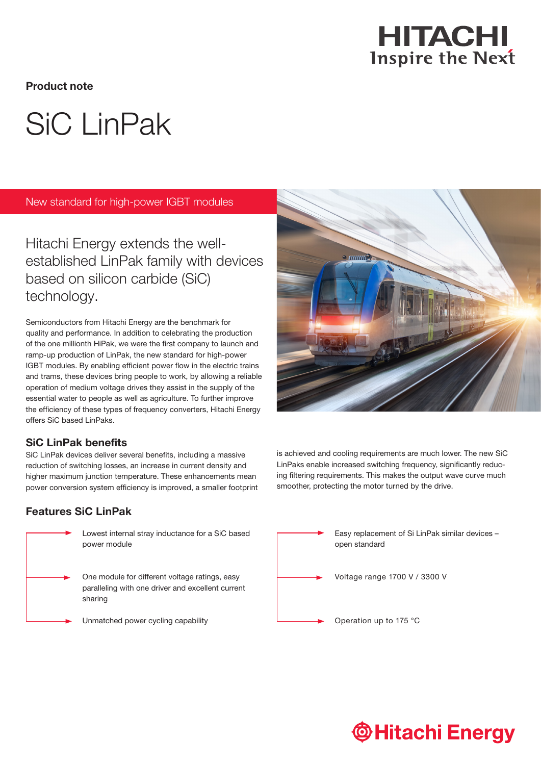Product note

# SiC LinPak

## New standard for high-power IGBT modules

Hitachi Energy extends the well-established LinPak family with devices based on silicon carbide (SiC) technology.

Semiconductors from Hitachi Energy are the benchmark for quality and performance. In addition to celebrating the production of the one millionth HiPak, we were the first company to launch and ramp-up production of LinPak, the new standard for high-power IGBT modules. By enabling efficient power flow in the electric trains and trams, these devices bring people to work, by allowing a reliable operation of medium voltage drives they assist in the supply of the essential water to people as well as agriculture. To further improve the efficiency of these types of frequency converters, Hitachi Energy offers SiC based LinPaks.

### SiC LinPak benefits

SiC LinPak devices deliver several benefits, including a massive reduction of switching losses, an increase in current density and higher maximum junction temperature. These enhancements mean power conversion system efficiency is improved, a smaller footprint is achieved and cooling requirements are much lower. The new SiC LinPaks enable increased switching frequency, significantly reducing filtering requirements. This makes the output wave curve much smoother, protecting the motor turned by the drive.

### Features SiC LinPak

- Lowest internal stray inductance for a SiC based power module
- One module for different voltage ratings, easy paralleling with one driver and excellent current sharing
- Unmatched power cycling capability
- Easy replacement of Si LinPak similar devices – open standard
- Voltage range 1700 V / 3300 V
- Operation up to 175 °C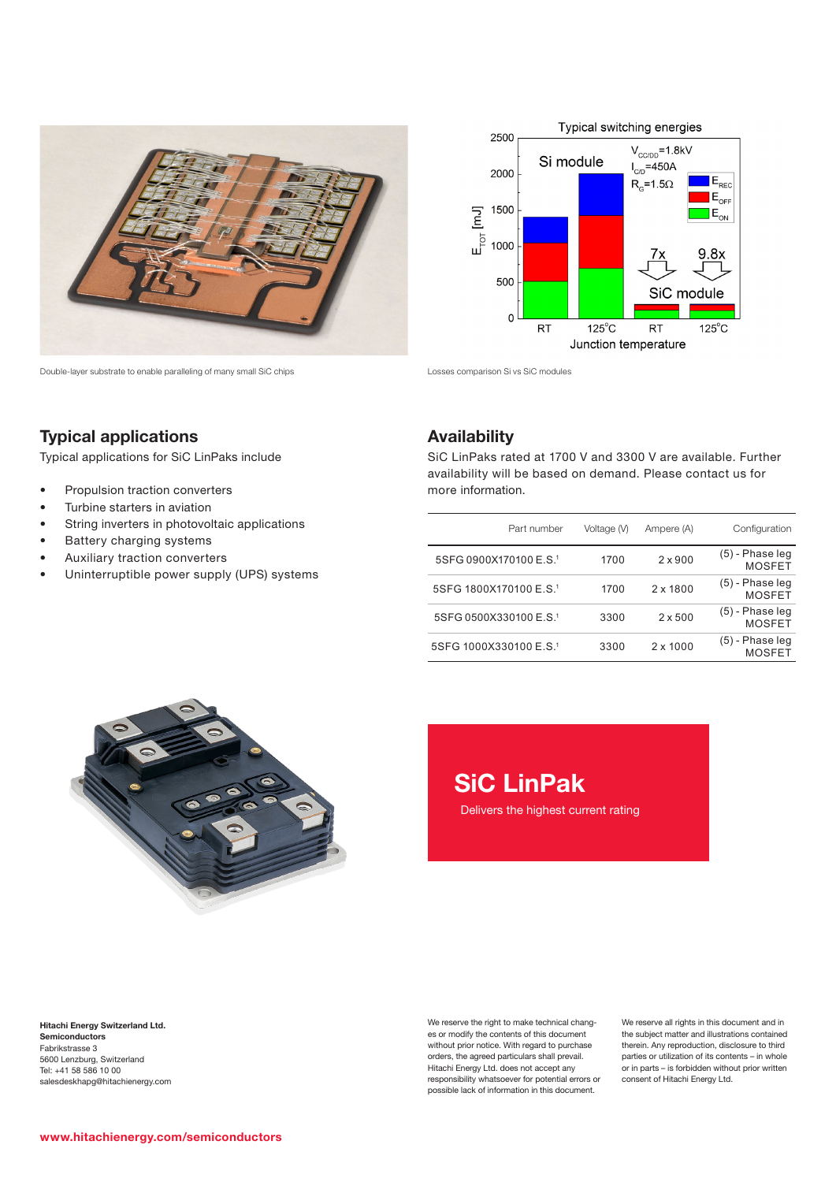Double-layer substrate to enable paralleling of many small SiC chips

Typical switching energies

Si module

$V_{CC/DD}$=1.8kV
$I_{C/D}$=450A
$R_G$=1.5Ω

$E_{REC}$
$E_{OFF}$
$E_{ON}$

7x
9.8x

SiC module

$E_{TOT}$ [mJ]

2500
2000
1500
1000
500
0

RT
125°C
RT
125°C

Junction temperature

Losses comparison Si vs SiC modules

## Typical applications

Typical applications for SiC LinPaks include

- Propulsion traction converters
- Turbine starters in aviation
- String inverters in photovoltaic applications
- Battery charging systems
- Auxiliary traction converters
- Uninterruptible power supply (UPS) systems

## Availability

SiC LinPaks rated at 1700 V and 3300 V are available. Further availability will be based on demand. Please contact us for more information.

| Part number | Voltage (V) | Ampere (A) | Configuration |
|---|---|---|---|
| 5SFG 0900X170100 E.S.[1] | 1700 | 2 x 900 | (5) - Phase leg MOSFET |
| 5SFG 1800X170100 E.S.[1] | 1700 | 2 x 1800 | (5) - Phase leg MOSFET |
| 5SFG 0500X330100 E.S.[1] | 3300 | 2 x 500 | (5) - Phase leg MOSFET |
| 5SFG 1000X330100 E.S.[1] | 3300 | 2 x 1000 | (5) - Phase leg MOSFET |

## SiC LinPak

Delivers the highest current rating

**Hitachi Energy Switzerland Ltd.**
**Semiconductors**
Fabrikstrasse 3
5600 Lenzburg, Switzerland
Tel: +41 58 586 10 00
salesdeskhapg@hitachienergy.com

We reserve the right to make technical changes or modify the contents of this document without prior notice. With regard to purchase orders, the agreed particulars shall prevail. Hitachi Energy Ltd. does not accept any responsibility whatsoever for potential errors or possible lack of information in this document.

We reserve all rights in this document and in the subject matter and illustrations contained therein. Any reproduction, disclosure to third parties or utilization of its contents – in whole or in parts – is forbidden without prior written consent of Hitachi Energy Ltd.

**www.hitachienergy.com/semiconductors**